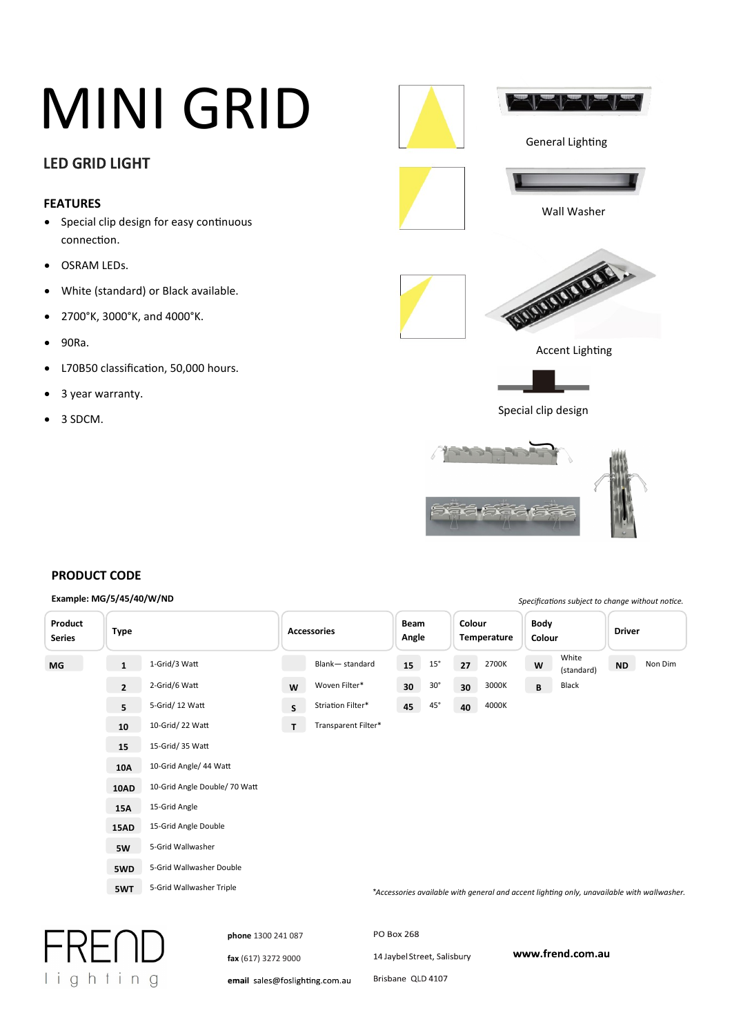# MINI GRID

## LED GRID LIGHT

### FEATURES

- Special clip design for easy continuous connection.
- OSRAM LEDs.
- White (standard) or Black available.
- 2700°K, 3000°K, and 4000°K.
- 90Ra.
- L70B50 classification, 50,000 hours.
- 3 year warranty.
- 3 SDCM.

General Lighting

Wall Washer

Accent Lighting

Special clip design

### PRODUCT CODE

**Example: MG/5/45/40/W/ND**

*Specifications subject to change without notice.*

| Product Series | Type | | Accessories | | Beam Angle | | Colour Temperature | | Body Colour | | Driver | |
|---|---|---|---|---|---|---|---|---|---|---|---|---|
| MG | 1 | 1-Grid/3 Watt | | Blank— standard | 15 | 15° | 27 | 2700K | W | White (standard) | ND | Non Dim |
| | 2 | 2-Grid/6 Watt | W | Woven Filter* | 30 | 30° | 30 | 3000K | B | Black | | |
| | 5 | 5-Grid/ 12 Watt | S | Striation Filter* | 45 | 45° | 40 | 4000K | | | | |
| | 10 | 10-Grid/ 22 Watt | T | Transparent Filter* | | | | | | | | |
| | 15 | 15-Grid/ 35 Watt | | | | | | | | | | |
| | 10A | 10-Grid Angle/ 44 Watt | | | | | | | | | | |
| | 10AD | 10-Grid Angle Double/ 70 Watt | | | | | | | | | | |
| | 15A | 15-Grid Angle | | | | | | | | | | |
| | 15AD | 15-Grid Angle Double | | | | | | | | | | |
| | 5W | 5-Grid Wallwasher | | | | | | | | | | |
| | 5WD | 5-Grid Wallwasher Double | | | | | | | | | | |
| | 5WT | 5-Grid Wallwasher Triple | | | | | | | | | | |

*\*Accessories available with general and accent lighting only, unavailable with wallwasher.*

FREND lighting

**phone** 1300 241 087

**fax** (617) 3272 9000

**email** sales@foslighting.com.au

PO Box 268

14 Jaybel Street, Salisbury

Brisbane QLD 4107

**www.frend.com.au**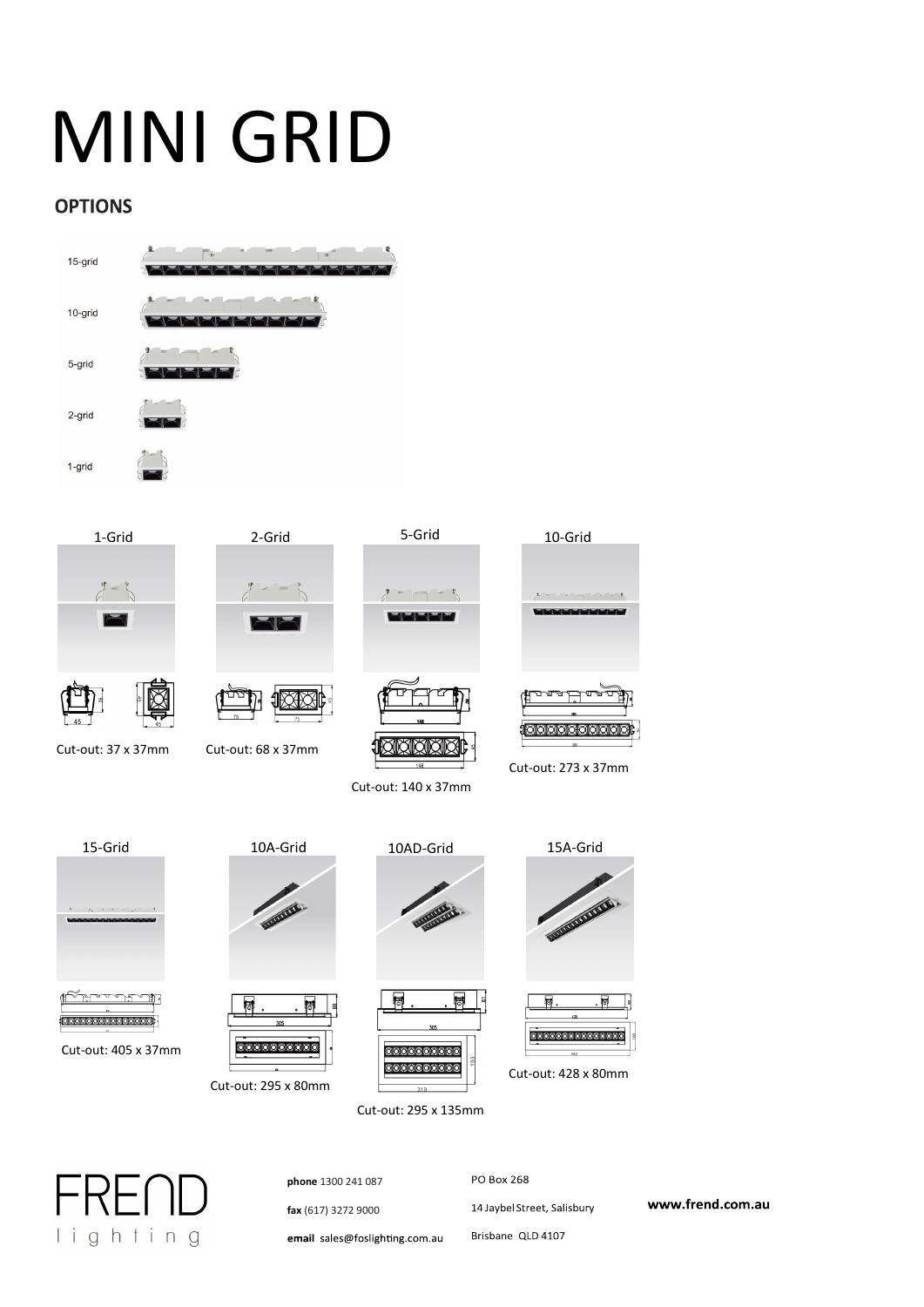# MINI GRID

## OPTIONS

15-grid

10-grid

5-grid

2-grid

1-grid

1-Grid

Cut-out: 37 x 37mm

2-Grid

Cut-out: 68 x 37mm

5-Grid

Cut-out: 140 x 37mm

10-Grid

Cut-out: 273 x 37mm

15-Grid

Cut-out: 405 x 37mm

10A-Grid

Cut-out: 295 x 80mm

10AD-Grid

Cut-out: 295 x 135mm

15A-Grid

Cut-out: 428 x 80mm

FREND lighting

**phone** 1300 241 087

**fax** (617) 3272 9000

**email** sales@foslighting.com.au

PO Box 268

14 Jaybel Street, Salisbury

Brisbane QLD 4107

**www.frend.com.au**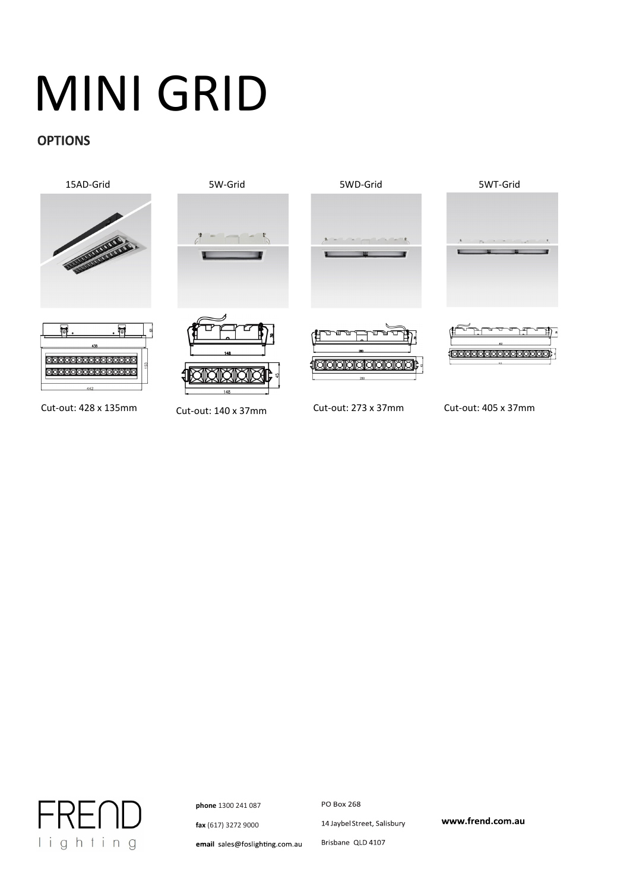# MINI GRID

## OPTIONS

| 15AD-Grid | 5W-Grid | 5WD-Grid | 5WT-Grid |
|---|---|---|---|
| Cut-out: 428 x 135mm | Cut-out: 140 x 37mm | Cut-out: 273 x 37mm | Cut-out: 405 x 37mm |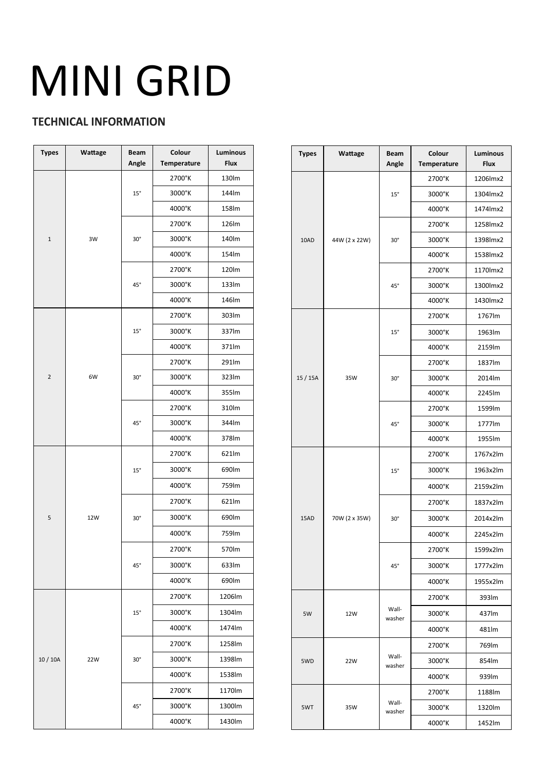# MINI GRID

## TECHNICAL INFORMATION

| Types | Wattage | Beam Angle | Colour Temperature | Luminous Flux |
|---|---|---|---|---|
| 1 | 3W | 15° | 2700°K | 130lm |
| | | | 3000°K | 144lm |
| | | | 4000°K | 158lm |
| | | 30° | 2700°K | 126lm |
| | | | 3000°K | 140lm |
| | | | 4000°K | 154lm |
| | | 45° | 2700°K | 120lm |
| | | | 3000°K | 133lm |
| | | | 4000°K | 146lm |
| 2 | 6W | 15° | 2700°K | 303lm |
| | | | 3000°K | 337lm |
| | | | 4000°K | 371lm |
| | | 30° | 2700°K | 291lm |
| | | | 3000°K | 323lm |
| | | | 4000°K | 355lm |
| | | 45° | 2700°K | 310lm |
| | | | 3000°K | 344lm |
| | | | 4000°K | 378lm |
| 5 | 12W | 15° | 2700°K | 621lm |
| | | | 3000°K | 690lm |
| | | | 4000°K | 759lm |
| | | 30° | 2700°K | 621lm |
| | | | 3000°K | 690lm |
| | | | 4000°K | 759lm |
| | | 45° | 2700°K | 570lm |
| | | | 3000°K | 633lm |
| | | | 4000°K | 690lm |
| 10 / 10A | 22W | 15° | 2700°K | 1206lm |
| | | | 3000°K | 1304lm |
| | | | 4000°K | 1474lm |
| | | 30° | 2700°K | 1258lm |
| | | | 3000°K | 1398lm |
| | | | 4000°K | 1538lm |
| | | 45° | 2700°K | 1170lm |
| | | | 3000°K | 1300lm |
| | | | 4000°K | 1430lm |

| Types | Wattage | Beam Angle | Colour Temperature | Luminous Flux |
|---|---|---|---|---|
| 10AD | 44W (2 x 22W) | 15° | 2700°K | 1206lmx2 |
| | | | 3000°K | 1304lmx2 |
| | | | 4000°K | 1474lmx2 |
| | | 30° | 2700°K | 1258lmx2 |
| | | | 3000°K | 1398lmx2 |
| | | | 4000°K | 1538lmx2 |
| | | 45° | 2700°K | 1170lmx2 |
| | | | 3000°K | 1300lmx2 |
| | | | 4000°K | 1430lmx2 |
| 15 / 15A | 35W | 15° | 2700°K | 1767lm |
| | | | 3000°K | 1963lm |
| | | | 4000°K | 2159lm |
| | | 30° | 2700°K | 1837lm |
| | | | 3000°K | 2014lm |
| | | | 4000°K | 2245lm |
| | | 45° | 2700°K | 1599lm |
| | | | 3000°K | 1777lm |
| | | | 4000°K | 1955lm |
| 15AD | 70W (2 x 35W) | 15° | 2700°K | 1767x2lm |
| | | | 3000°K | 1963x2lm |
| | | | 4000°K | 2159x2lm |
| | | 30° | 2700°K | 1837x2lm |
| | | | 3000°K | 2014x2lm |
| | | | 4000°K | 2245x2lm |
| | | 45° | 2700°K | 1599x2lm |
| | | | 3000°K | 1777x2lm |
| | | | 4000°K | 1955x2lm |
| 5W | 12W | Wall-washer | 2700°K | 393lm |
| | | | 3000°K | 437lm |
| | | | 4000°K | 481lm |
| 5WD | 22W | Wall-washer | 2700°K | 769lm |
| | | | 3000°K | 854lm |
| | | | 4000°K | 939lm |
| 5WT | 35W | Wall-washer | 2700°K | 1188lm |
| | | | 3000°K | 1320lm |
| | | | 4000°K | 1452lm |